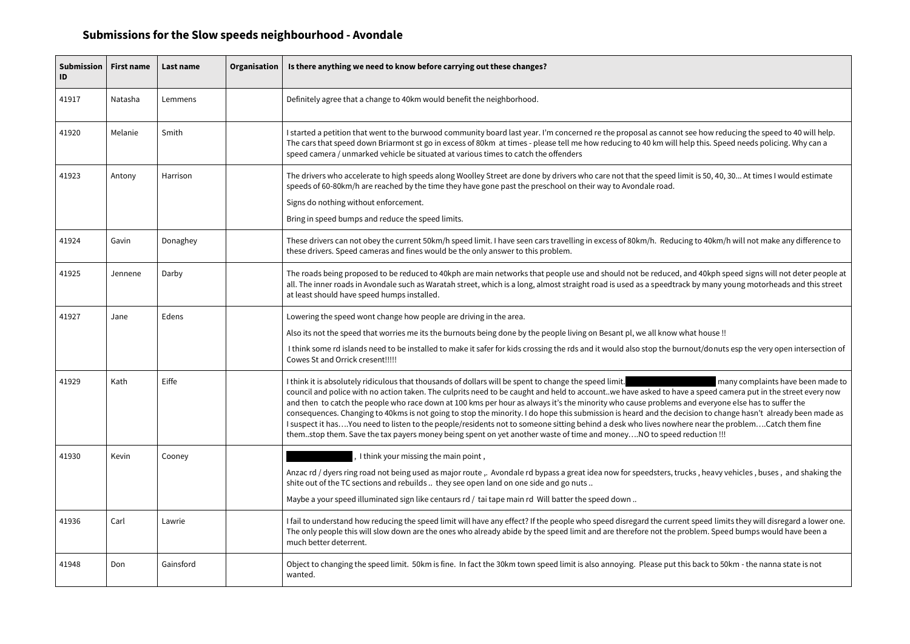## Submissions for the Slow speeds neighbourhood - Avondale

| Submission ID | First name | Last name | Organisation | Is there anything we need to know before carrying out these changes? |
|---|---|---|---|---|
| 41917 | Natasha | Lemmens | | Definitely agree that a change to 40km would benefit the neighborhood. |
| 41920 | Melanie | Smith | | I started a petition that went to the burwood community board last year. I'm concerned re the proposal as cannot see how reducing the speed to 40 will help. The cars that speed down Briarmont st go in excess of 80km at times - please tell me how reducing to 40 km will help this. Speed needs policing. Why can a speed camera / unmarked vehicle be situated at various times to catch the offenders |
| 41923 | Antony | Harrison | | The drivers who accelerate to high speeds along Woolley Street are done by drivers who care not that the speed limit is 50, 40, 30... At times I would estimate speeds of 60-80km/h are reached by the time they have gone past the preschool on their way to Avondale road.<br><br>Signs do nothing without enforcement.<br><br>Bring in speed bumps and reduce the speed limits. |
| 41924 | Gavin | Donaghey | | These drivers can not obey the current 50km/h speed limit. I have seen cars travelling in excess of 80km/h. Reducing to 40km/h will not make any difference to these drivers. Speed cameras and fines would be the only answer to this problem. |
| 41925 | Jennene | Darby | | The roads being proposed to be reduced to 40kph are main networks that people use and should not be reduced, and 40kph speed signs will not deter people at all. The inner roads in Avondale such as Waratah street, which is a long, almost straight road is used as a speedtrack by many young motorheads and this street at least should have speed humps installed. |
| 41927 | Jane | Edens | | Lowering the speed wont change how people are driving in the area.<br><br>Also its not the speed that worries me its the burnouts being done by the people living on Besant pl, we all know what house !!<br><br>I think some rd islands need to be installed to make it safer for kids crossing the rds and it would also stop the burnout/donuts esp the very open intersection of Cowes St and Orrick cresent!!!!! |
| 41929 | Kath | Eiffe | | I think it is absolutely ridiculous that thousands of dollars will be spent to change the speed limit. [REDACTED] many complaints have been made to council and police with no action taken. The culprits need to be caught and held to account..we have asked to have a speed camera put in the street every now and then to catch the people who race down at 100 kms per hour as always it's the minority who cause problems and everyone else has to suffer the consequences. Changing to 40kms is not going to stop the minority. I do hope this submission is heard and the decision to change hasn't already been made as I suspect it has….You need to listen to the people/residents not to someone sitting behind a desk who lives nowhere near the problem….Catch them fine them..stop them. Save the tax payers money being spent on yet another waste of time and money….NO to speed reduction !!! |
| 41930 | Kevin | Cooney | | [REDACTED] , I think your missing the main point ,<br><br>Anzac rd / dyers ring road not being used as major route ,. Avondale rd bypass a great idea now for speedsters, trucks , heavy vehicles , buses , and shaking the shite out of the TC sections and rebuilds .. they see open land on one side and go nuts ..<br><br>Maybe a your speed illuminated sign like centaurs rd / tai tape main rd Will batter the speed down .. |
| 41936 | Carl | Lawrie | | I fail to understand how reducing the speed limit will have any effect? If the people who speed disregard the current speed limits they will disregard a lower one. The only people this will slow down are the ones who already abide by the speed limit and are therefore not the problem. Speed bumps would have been a much better deterrent. |
| 41948 | Don | Gainsford | | Object to changing the speed limit. 50km is fine. In fact the 30km town speed limit is also annoying. Please put this back to 50km - the nanna state is not wanted. |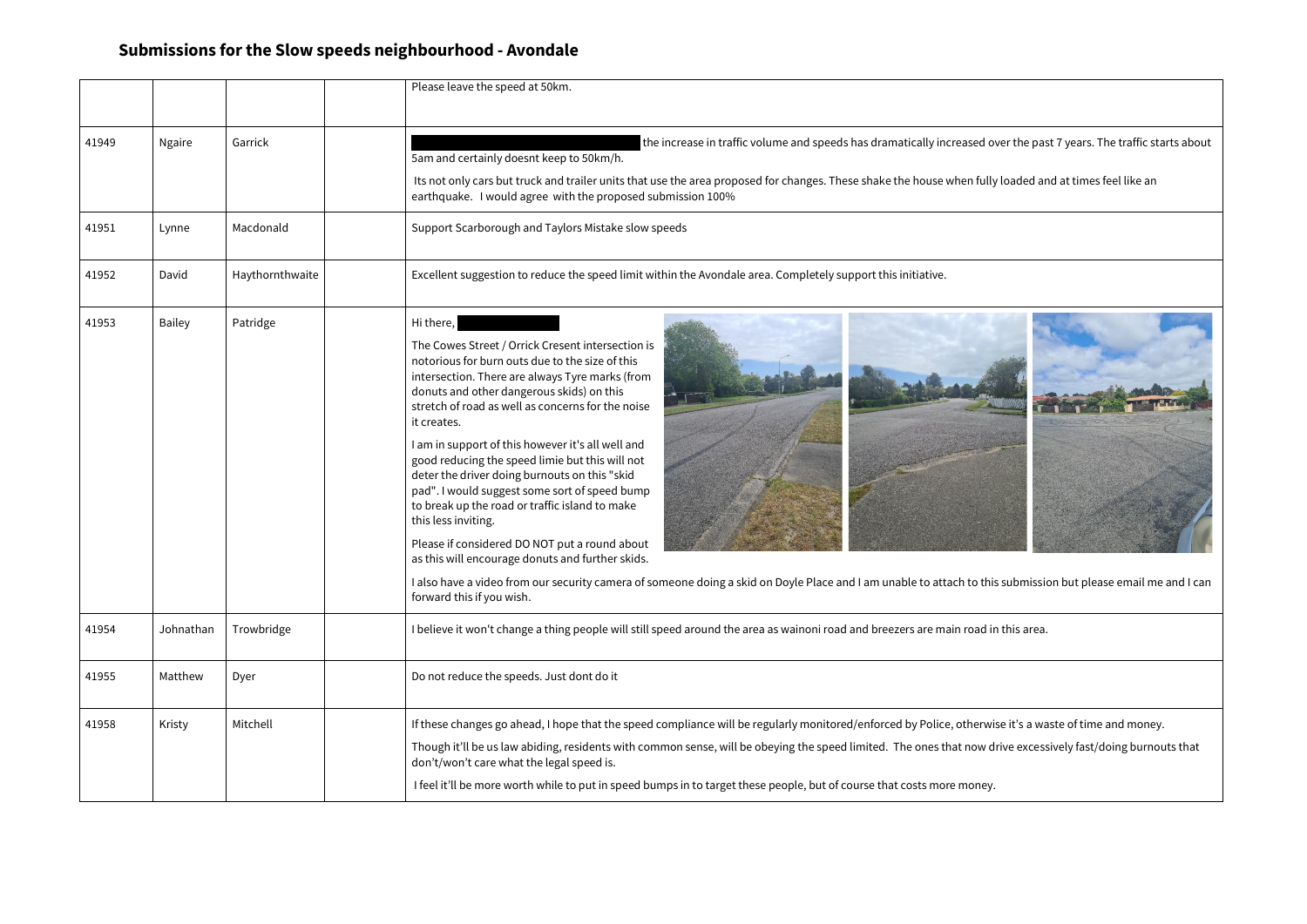## Submissions for the Slow speeds neighbourhood - Avondale

| | | | | |
|---|---|---|---|---|
| | | | | Please leave the speed at 50km. |
| 41949 | Ngaire | Garrick | | the increase in traffic volume and speeds has dramatically increased over the past 7 years. The traffic starts about 5am and certainly doesnt keep to 50km/h.<br><br>Its not only cars but truck and trailer units that use the area proposed for changes. These shake the house when fully loaded and at times feel like an earthquake. I would agree with the proposed submission 100% |
| 41951 | Lynne | Macdonald | | Support Scarborough and Taylors Mistake slow speeds |
| 41952 | David | Haythornthwaite | | Excellent suggestion to reduce the speed limit within the Avondale area. Completely support this initiative. |
| 41953 | Bailey | Patridge | | Hi there,<br><br>The Cowes Street / Orrick Cresent intersection is notorious for burn outs due to the size of this intersection. There are always Tyre marks (from donuts and other dangerous skids) on this stretch of road as well as concerns for the noise it creates.<br><br>I am in support of this however it's all well and good reducing the speed limie but this will not deter the driver doing burnouts on this "skid pad". I would suggest some sort of speed bump to break up the road or traffic island to make this less inviting.<br><br>Please if considered DO NOT put a round about as this will encourage donuts and further skids.<br><br>I also have a video from our security camera of someone doing a skid on Doyle Place and I am unable to attach to this submission but please email me and I can forward this if you wish. |
| 41954 | Johnathan | Trowbridge | | I believe it won't change a thing people will still speed around the area as wainoni road and breezers are main road in this area. |
| 41955 | Matthew | Dyer | | Do not reduce the speeds. Just dont do it |
| 41958 | Kristy | Mitchell | | If these changes go ahead, I hope that the speed compliance will be regularly monitored/enforced by Police, otherwise it's a waste of time and money.<br><br>Though it'll be us law abiding, residents with common sense, will be obeying the speed limited. The ones that now drive excessively fast/doing burnouts that don't/won't care what the legal speed is.<br><br>I feel it'll be more worth while to put in speed bumps in to target these people, but of course that costs more money. |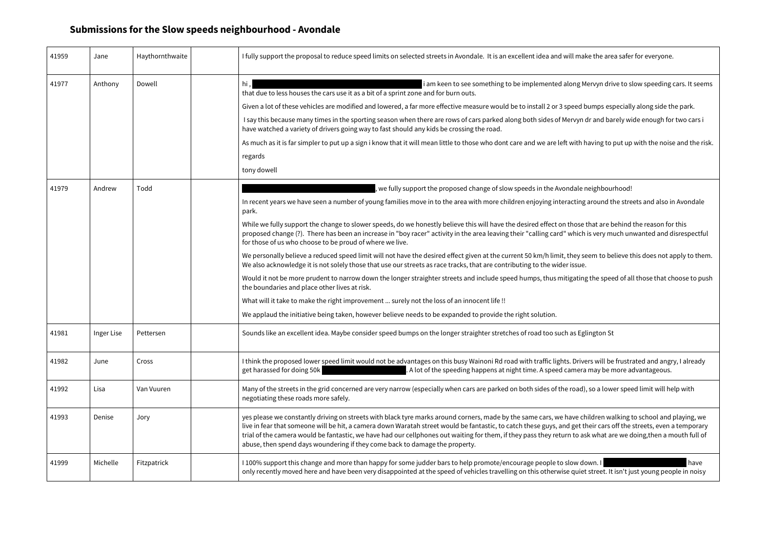## Submissions for the Slow speeds neighbourhood - Avondale

| | | | | |
|---|---|---|---|---|
| 41959 | Jane | Haythornthwaite | | I fully support the proposal to reduce speed limits on selected streets in Avondale. It is an excellent idea and will make the area safer for everyone. |
| 41977 | Anthony | Dowell | | hi , ██████ i am keen to see something to be implemented along Mervyn drive to slow speeding cars. It seems that due to less houses the cars use it as a bit of a sprint zone and for burn outs.<br><br>Given a lot of these vehicles are modified and lowered, a far more effective measure would be to install 2 or 3 speed bumps especially along side the park.<br><br>I say this because many times in the sporting season when there are rows of cars parked along both sides of Mervyn dr and barely wide enough for two cars i have watched a variety of drivers going way to fast should any kids be crossing the road.<br><br>As much as it is far simpler to put up a sign i know that it will mean little to those who dont care and we are left with having to put up with the noise and the risk.<br><br>regards<br><br>tony dowell |
| 41979 | Andrew | Todd | | ██████, we fully support the proposed change of slow speeds in the Avondale neighbourhood!<br><br>In recent years we have seen a number of young families move in to the area with more children enjoying interacting around the streets and also in Avondale park.<br><br>While we fully support the change to slower speeds, do we honestly believe this will have the desired effect on those that are behind the reason for this proposed change (?). There has been an increase in "boy racer" activity in the area leaving their "calling card" which is very much unwanted and disrespectful for those of us who choose to be proud of where we live.<br><br>We personally believe a reduced speed limit will not have the desired effect given at the current 50 km/h limit, they seem to believe this does not apply to them. We also acknowledge it is not solely those that use our streets as race tracks, that are contributing to the wider issue.<br><br>Would it not be more prudent to narrow down the longer straighter streets and include speed humps, thus mitigating the speed of all those that choose to push the boundaries and place other lives at risk.<br><br>What will it take to make the right improvement ... surely not the loss of an innocent life !!<br><br>We applaud the initiative being taken, however believe needs to be expanded to provide the right solution. |
| 41981 | Inger Lise | Pettersen | | Sounds like an excellent idea. Maybe consider speed bumps on the longer straighter stretches of road too such as Eglington St |
| 41982 | June | Cross | | I think the proposed lower speed limit would not be advantages on this busy Wainoni Rd road with traffic lights. Drivers will be frustrated and angry, I already get harassed for doing 50k ██████. A lot of the speeding happens at night time. A speed camera may be more advantageous. |
| 41992 | Lisa | Van Vuuren | | Many of the streets in the grid concerned are very narrow (especially when cars are parked on both sides of the road), so a lower speed limit will help with negotiating these roads more safely. |
| 41993 | Denise | Jory | | yes please we constantly driving on streets with black tyre marks around corners, made by the same cars, we have children walking to school and playing, we live in fear that someone will be hit, a camera down Waratah street would be fantastic, to catch these guys, and get their cars off the streets, even a temporary trial of the camera would be fantastic, we have had our cellphones out waiting for them, if they pass they return to ask what are we doing,then a mouth full of abuse, then spend days woundering if they come back to damage the property. |
| 41999 | Michelle | Fitzpatrick | | I 100% support this change and more than happy for some judder bars to help promote/encourage people to slow down. I ██████ have only recently moved here and have been very disappointed at the speed of vehicles travelling on this otherwise quiet street. It isn't just young people in noisy |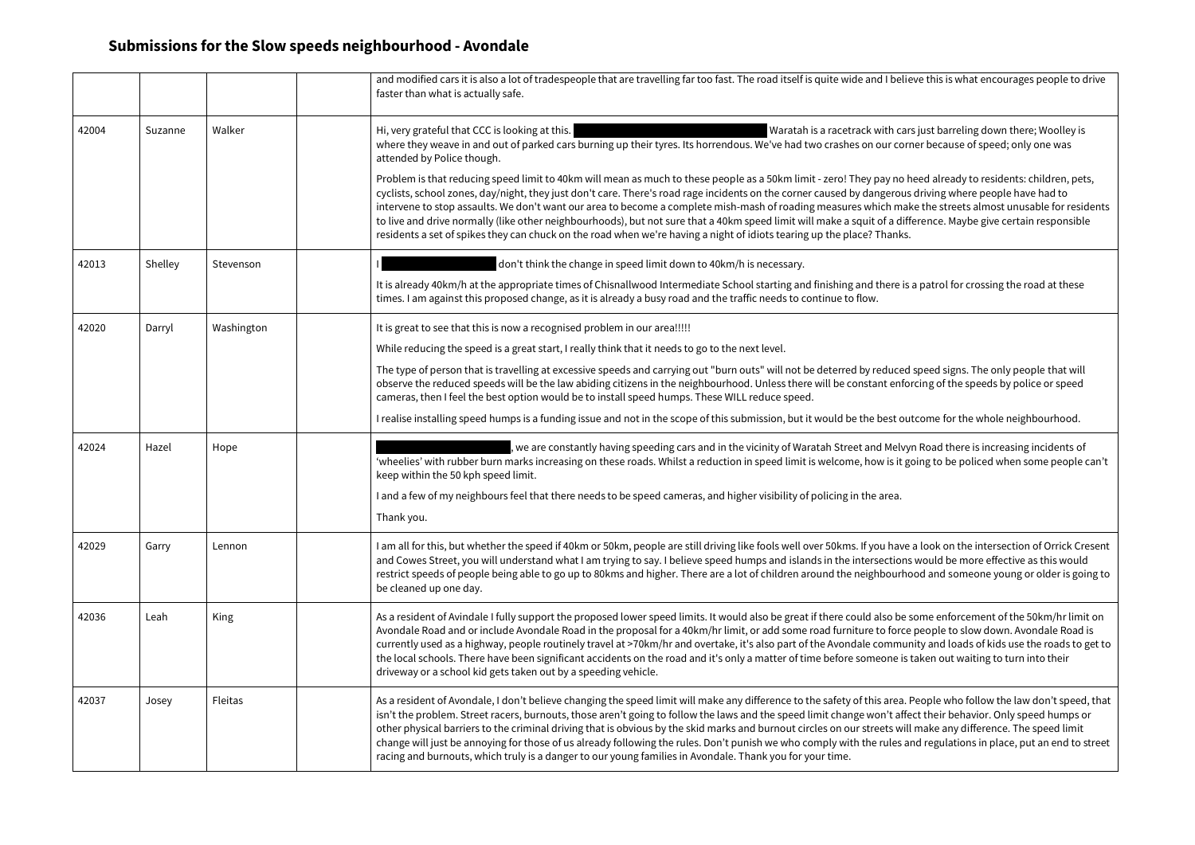## Submissions for the Slow speeds neighbourhood - Avondale

| | | | | |
|---|---|---|---|---|
| | | | | and modified cars it is also a lot of tradespeople that are travelling far too fast. The road itself is quite wide and I believe this is what encourages people to drive faster than what is actually safe. |
| 42004 | Suzanne | Walker | | Hi, very grateful that CCC is looking at this. ████████ Waratah is a racetrack with cars just barreling down there; Woolley is where they weave in and out of parked cars burning up their tyres. Its horrendous. We've had two crashes on our corner because of speed; only one was attended by Police though.<br><br>Problem is that reducing speed limit to 40km will mean as much to these people as a 50km limit - zero! They pay no heed already to residents: children, pets, cyclists, school zones, day/night, they just don't care. There's road rage incidents on the corner caused by dangerous driving where people have had to intervene to stop assaults. We don't want our area to become a complete mish-mash of roading measures which make the streets almost unusable for residents to live and drive normally (like other neighbourhoods), but not sure that a 40km speed limit will make a squit of a difference. Maybe give certain responsible residents a set of spikes they can chuck on the road when we're having a night of idiots tearing up the place? Thanks. |
| 42013 | Shelley | Stevenson | | I ████████ don't think the change in speed limit down to 40km/h is necessary.<br><br>It is already 40km/h at the appropriate times of Chisnallwood Intermediate School starting and finishing and there is a patrol for crossing the road at these times. I am against this proposed change, as it is already a busy road and the traffic needs to continue to flow. |
| 42020 | Darryl | Washington | | It is great to see that this is now a recognised problem in our area!!!!!<br><br>While reducing the speed is a great start, I really think that it needs to go to the next level.<br><br>The type of person that is travelling at excessive speeds and carrying out "burn outs" will not be deterred by reduced speed signs. The only people that will observe the reduced speeds will be the law abiding citizens in the neighbourhood. Unless there will be constant enforcing of the speeds by police or speed cameras, then I feel the best option would be to install speed humps. These WILL reduce speed.<br><br>I realise installing speed humps is a funding issue and not in the scope of this submission, but it would be the best outcome for the whole neighbourhood. |
| 42024 | Hazel | Hope | | ████████, we are constantly having speeding cars and in the vicinity of Waratah Street and Melvyn Road there is increasing incidents of 'wheelies' with rubber burn marks increasing on these roads. Whilst a reduction in speed limit is welcome, how is it going to be policed when some people can't keep within the 50 kph speed limit.<br><br>I and a few of my neighbours feel that there needs to be speed cameras, and higher visibility of policing in the area.<br><br>Thank you. |
| 42029 | Garry | Lennon | | I am all for this, but whether the speed if 40km or 50km, people are still driving like fools well over 50kms. If you have a look on the intersection of Orrick Cresent and Cowes Street, you will understand what I am trying to say. I believe speed humps and islands in the intersections would be more effective as this would restrict speeds of people being able to go up to 80kms and higher. There are a lot of children around the neighbourhood and someone young or older is going to be cleaned up one day. |
| 42036 | Leah | King | | As a resident of Avindale I fully support the proposed lower speed limits. It would also be great if there could also be some enforcement of the 50km/hr limit on Avondale Road and or include Avondale Road in the proposal for a 40km/hr limit, or add some road furniture to force people to slow down. Avondale Road is currently used as a highway, people routinely travel at >70km/hr and overtake, it's also part of the Avondale community and loads of kids use the roads to get to the local schools. There have been significant accidents on the road and it's only a matter of time before someone is taken out waiting to turn into their driveway or a school kid gets taken out by a speeding vehicle. |
| 42037 | Josey | Fleitas | | As a resident of Avondale, I don't believe changing the speed limit will make any difference to the safety of this area. People who follow the law don't speed, that isn't the problem. Street racers, burnouts, those aren't going to follow the laws and the speed limit change won't affect their behavior. Only speed humps or other physical barriers to the criminal driving that is obvious by the skid marks and burnout circles on our streets will make any difference. The speed limit change will just be annoying for those of us already following the rules. Don't punish we who comply with the rules and regulations in place, put an end to street racing and burnouts, which truly is a danger to our young families in Avondale. Thank you for your time. |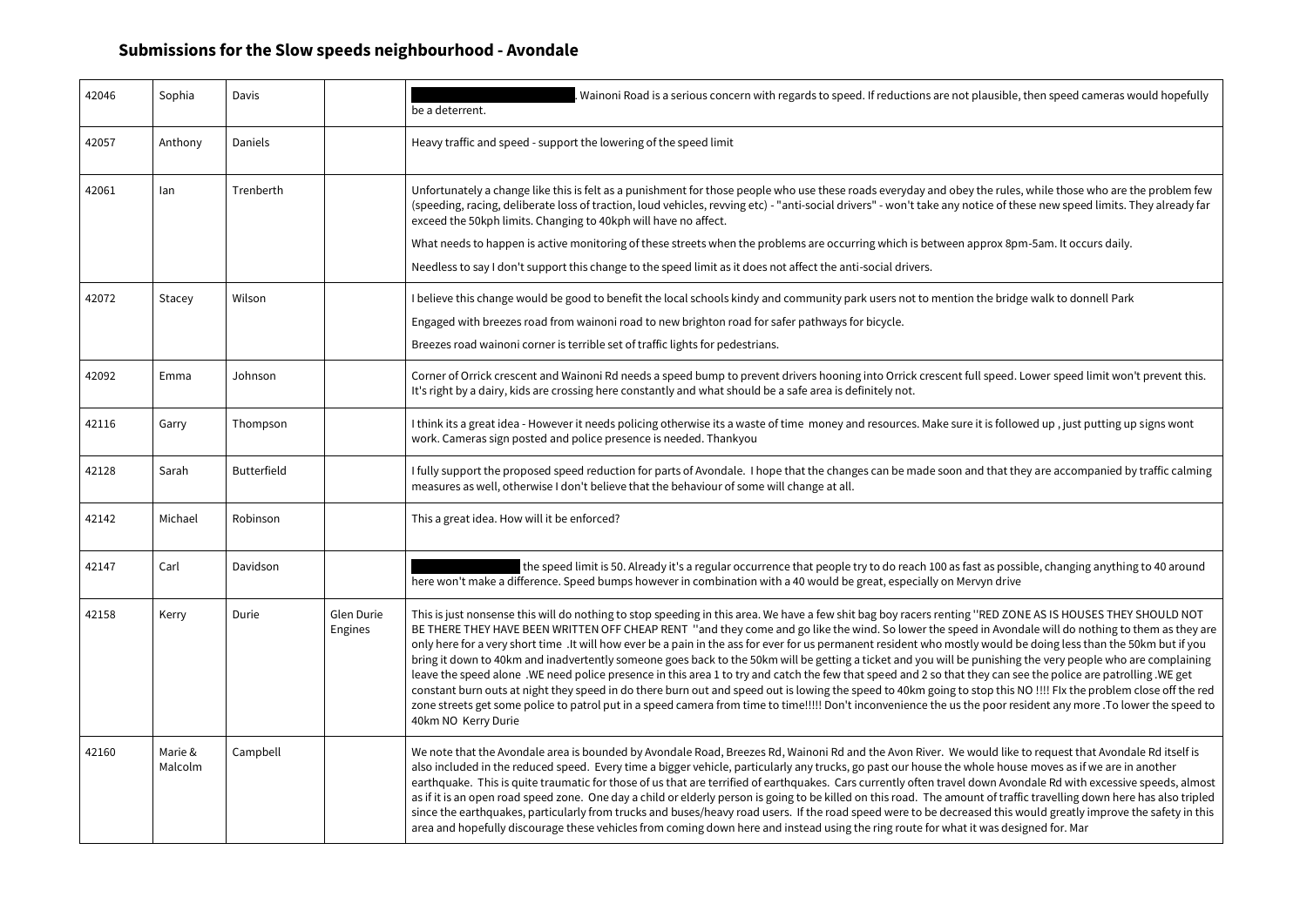## Submissions for the Slow speeds neighbourhood - Avondale

| | | | | |
|---|---|---|---|---|
| 42046 | Sophia | Davis | | . Wainoni Road is a serious concern with regards to speed. If reductions are not plausible, then speed cameras would hopefully be a deterrent. |
| 42057 | Anthony | Daniels | | Heavy traffic and speed - support the lowering of the speed limit |
| 42061 | Ian | Trenberth | | Unfortunately a change like this is felt as a punishment for those people who use these roads everyday and obey the rules, while those who are the problem few (speeding, racing, deliberate loss of traction, loud vehicles, revving etc) - "anti-social drivers" - won't take any notice of these new speed limits. They already far exceed the 50kph limits. Changing to 40kph will have no affect.<br>What needs to happen is active monitoring of these streets when the problems are occurring which is between approx 8pm-5am. It occurs daily.<br>Needless to say I don't support this change to the speed limit as it does not affect the anti-social drivers. |
| 42072 | Stacey | Wilson | | I believe this change would be good to benefit the local schools kindy and community park users not to mention the bridge walk to donnell Park<br>Engaged with breezes road from wainoni road to new brighton road for safer pathways for bicycle.<br>Breezes road wainoni corner is terrible set of traffic lights for pedestrians. |
| 42092 | Emma | Johnson | | Corner of Orrick crescent and Wainoni Rd needs a speed bump to prevent drivers hooning into Orrick crescent full speed. Lower speed limit won't prevent this. It's right by a dairy, kids are crossing here constantly and what should be a safe area is definitely not. |
| 42116 | Garry | Thompson | | I think its a great idea - However it needs policing otherwise its a waste of time money and resources. Make sure it is followed up , just putting up signs wont work. Cameras sign posted and police presence is needed. Thankyou |
| 42128 | Sarah | Butterfield | | I fully support the proposed speed reduction for parts of Avondale. I hope that the changes can be made soon and that they are accompanied by traffic calming measures as well, otherwise I don't believe that the behaviour of some will change at all. |
| 42142 | Michael | Robinson | | This a great idea. How will it be enforced? |
| 42147 | Carl | Davidson | | the speed limit is 50. Already it's a regular occurrence that people try to do reach 100 as fast as possible, changing anything to 40 around here won't make a difference. Speed bumps however in combination with a 40 would be great, especially on Mervyn drive |
| 42158 | Kerry | Durie | Glen Durie Engines | This is just nonsense this will do nothing to stop speeding in this area. We have a few shit bag boy racers renting ''RED ZONE AS IS HOUSES THEY SHOULD NOT BE THERE THEY HAVE BEEN WRITTEN OFF CHEAP RENT ''and they come and go like the wind. So lower the speed in Avondale will do nothing to them as they are only here for a very short time .It will how ever be a pain in the ass for ever for us permanent resident who mostly would be doing less than the 50km but if you bring it down to 40km and inadvertently someone goes back to the 50km will be getting a ticket and you will be punishing the very people who are complaining leave the speed alone .WE need police presence in this area 1 to try and catch the few that speed and 2 so that they can see the police are patrolling .WE get constant burn outs at night they speed in do there burn out and speed out is lowing the speed to 40km going to stop this NO !!!! FIx the problem close off the red zone streets get some police to patrol put in a speed camera from time to time!!!!! Don't inconvenience the us the poor resident any more .To lower the speed to 40km NO Kerry Durie |
| 42160 | Marie & Malcolm | Campbell | | We note that the Avondale area is bounded by Avondale Road, Breezes Rd, Wainoni Rd and the Avon River. We would like to request that Avondale Rd itself is also included in the reduced speed. Every time a bigger vehicle, particularly any trucks, go past our house the whole house moves as if we are in another earthquake. This is quite traumatic for those of us that are terrified of earthquakes. Cars currently often travel down Avondale Rd with excessive speeds, almost as if it is an open road speed zone. One day a child or elderly person is going to be killed on this road. The amount of traffic travelling down here has also tripled since the earthquakes, particularly from trucks and buses/heavy road users. If the road speed were to be decreased this would greatly improve the safety in this area and hopefully discourage these vehicles from coming down here and instead using the ring route for what it was designed for. Mar |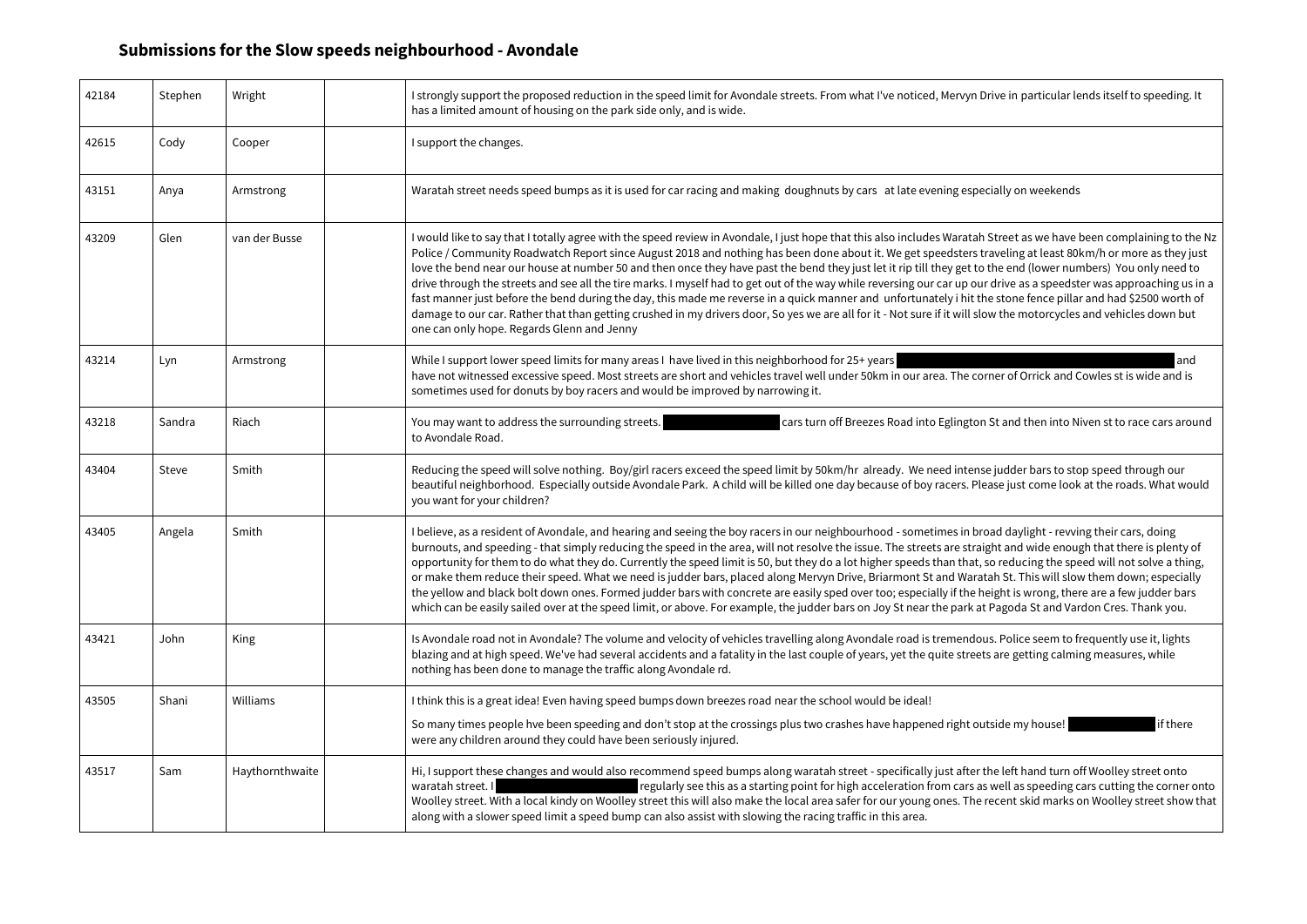## Submissions for the Slow speeds neighbourhood - Avondale

| | | | | |
|---|---|---|---|---|
| 42184 | Stephen | Wright | | I strongly support the proposed reduction in the speed limit for Avondale streets. From what I've noticed, Mervyn Drive in particular lends itself to speeding. It has a limited amount of housing on the park side only, and is wide. |
| 42615 | Cody | Cooper | | I support the changes. |
| 43151 | Anya | Armstrong | | Waratah street needs speed bumps as it is used for car racing and making doughnuts by cars at late evening especially on weekends |
| 43209 | Glen | van der Busse | | I would like to say that I totally agree with the speed review in Avondale, I just hope that this also includes Waratah Street as we have been complaining to the Nz Police / Community Roadwatch Report since August 2018 and nothing has been done about it. We get speedsters traveling at least 80km/h or more as they just love the bend near our house at number 50 and then once they have past the bend they just let it rip till they get to the end (lower numbers) You only need to drive through the streets and see all the tire marks. I myself had to get out of the way while reversing our car up our drive as a speedster was approaching us in a fast manner just before the bend during the day, this made me reverse in a quick manner and unfortunately i hit the stone fence pillar and had $2500 worth of damage to our car. Rather that than getting crushed in my drivers door, So yes we are all for it - Not sure if it will slow the motorcycles and vehicles down but one can only hope. Regards Glenn and Jenny |
| 43214 | Lyn | Armstrong | | While I support lower speed limits for many areas I have lived in this neighborhood for 25+ years [redacted] and have not witnessed excessive speed. Most streets are short and vehicles travel well under 50km in our area. The corner of Orrick and Cowles st is wide and is sometimes used for donuts by boy racers and would be improved by narrowing it. |
| 43218 | Sandra | Riach | | You may want to address the surrounding streets. [redacted] cars turn off Breezes Road into Eglington St and then into Niven st to race cars around to Avondale Road. |
| 43404 | Steve | Smith | | Reducing the speed will solve nothing. Boy/girl racers exceed the speed limit by 50km/hr already. We need intense judder bars to stop speed through our beautiful neighborhood. Especially outside Avondale Park. A child will be killed one day because of boy racers. Please just come look at the roads. What would you want for your children? |
| 43405 | Angela | Smith | | I believe, as a resident of Avondale, and hearing and seeing the boy racers in our neighbourhood - sometimes in broad daylight - revving their cars, doing burnouts, and speeding - that simply reducing the speed in the area, will not resolve the issue. The streets are straight and wide enough that there is plenty of opportunity for them to do what they do. Currently the speed limit is 50, but they do a lot higher speeds than that, so reducing the speed will not solve a thing, or make them reduce their speed. What we need is judder bars, placed along Mervyn Drive, Briarmont St and Waratah St. This will slow them down; especially the yellow and black bolt down ones. Formed judder bars with concrete are easily sped over too; especially if the height is wrong, there are a few judder bars which can be easily sailed over at the speed limit, or above. For example, the judder bars on Joy St near the park at Pagoda St and Vardon Cres. Thank you. |
| 43421 | John | King | | Is Avondale road not in Avondale? The volume and velocity of vehicles travelling along Avondale road is tremendous. Police seem to frequently use it, lights blazing and at high speed. We've had several accidents and a fatality in the last couple of years, yet the quite streets are getting calming measures, while nothing has been done to manage the traffic along Avondale rd. |
| 43505 | Shani | Williams | | I think this is a great idea! Even having speed bumps down breezes road near the school would be ideal!<br><br>So many times people hve been speeding and don't stop at the crossings plus two crashes have happened right outside my house! [redacted] if there were any children around they could have been seriously injured. |
| 43517 | Sam | Haythornthwaite | | Hi, I support these changes and would also recommend speed bumps along waratah street - specifically just after the left hand turn off Woolley street onto waratah street. I [redacted] regularly see this as a starting point for high acceleration from cars as well as speeding cars cutting the corner onto Woolley street. With a local kindy on Woolley street this will also make the local area safer for our young ones. The recent skid marks on Woolley street show that along with a slower speed limit a speed bump can also assist with slowing the racing traffic in this area. |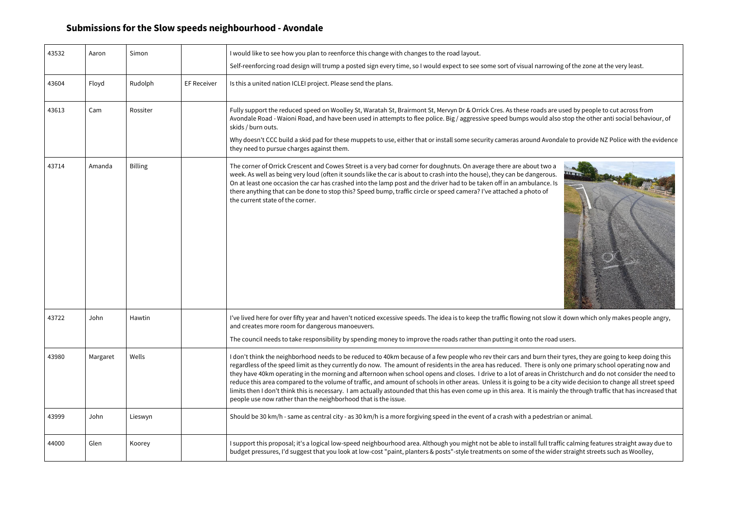## Submissions for the Slow speeds neighbourhood - Avondale

| | | | | |
|---|---|---|---|---|
| 43532 | Aaron | Simon | | I would like to see how you plan to reenforce this change with changes to the road layout.<br><br>Self-reenforcing road design will trump a posted sign every time, so I would expect to see some sort of visual narrowing of the zone at the very least. |
| 43604 | Floyd | Rudolph | EF Receiver | Is this a united nation ICLEI project. Please send the plans. |
| 43613 | Cam | Rossiter | | Fully support the reduced speed on Woolley St, Waratah St, Brairmont St, Mervyn Dr & Orrick Cres. As these roads are used by people to cut across from Avondale Road - Waioni Road, and have been used in attempts to flee police. Big / aggressive speed bumps would also stop the other anti social behaviour, of skids / burn outs.<br><br>Why doesn't CCC build a skid pad for these muppets to use, either that or install some security cameras around Avondale to provide NZ Police with the evidence they need to pursue charges against them. |
| 43714 | Amanda | Billing | | The corner of Orrick Crescent and Cowes Street is a very bad corner for doughnuts. On average there are about two a week. As well as being very loud (often it sounds like the car is about to crash into the house), they can be dangerous. On at least one occasion the car has crashed into the lamp post and the driver had to be taken off in an ambulance. Is there anything that can be done to stop this? Speed bump, traffic circle or speed camera? I've attached a photo of the current state of the corner. |
| 43722 | John | Hawtin | | I've lived here for over fifty year and haven't noticed excessive speeds. The idea is to keep the traffic flowing not slow it down which only makes people angry, and creates more room for dangerous manoeuvers.<br><br>The council needs to take responsibility by spending money to improve the roads rather than putting it onto the road users. |
| 43980 | Margaret | Wells | | I don't think the neighborhood needs to be reduced to 40km because of a few people who rev their cars and burn their tyres, they are going to keep doing this regardless of the speed limit as they currently do now. The amount of residents in the area has reduced. There is only one primary school operating now and they have 40km operating in the morning and afternoon when school opens and closes. I drive to a lot of areas in Christchurch and do not consider the need to reduce this area compared to the volume of traffic, and amount of schools in other areas. Unless it is going to be a city wide decision to change all street speed limits then I don't think this is necessary. I am actually astounded that this has even come up in this area. It is mainly the through traffic that has increased that people use now rather than the neighborhood that is the issue. |
| 43999 | John | Lieswyn | | Should be 30 km/h - same as central city - as 30 km/h is a more forgiving speed in the event of a crash with a pedestrian or animal. |
| 44000 | Glen | Koorey | | I support this proposal; it's a logical low-speed neighbourhood area. Although you might not be able to install full traffic calming features straight away due to budget pressures, I'd suggest that you look at low-cost "paint, planters & posts"-style treatments on some of the wider straight streets such as Woolley, |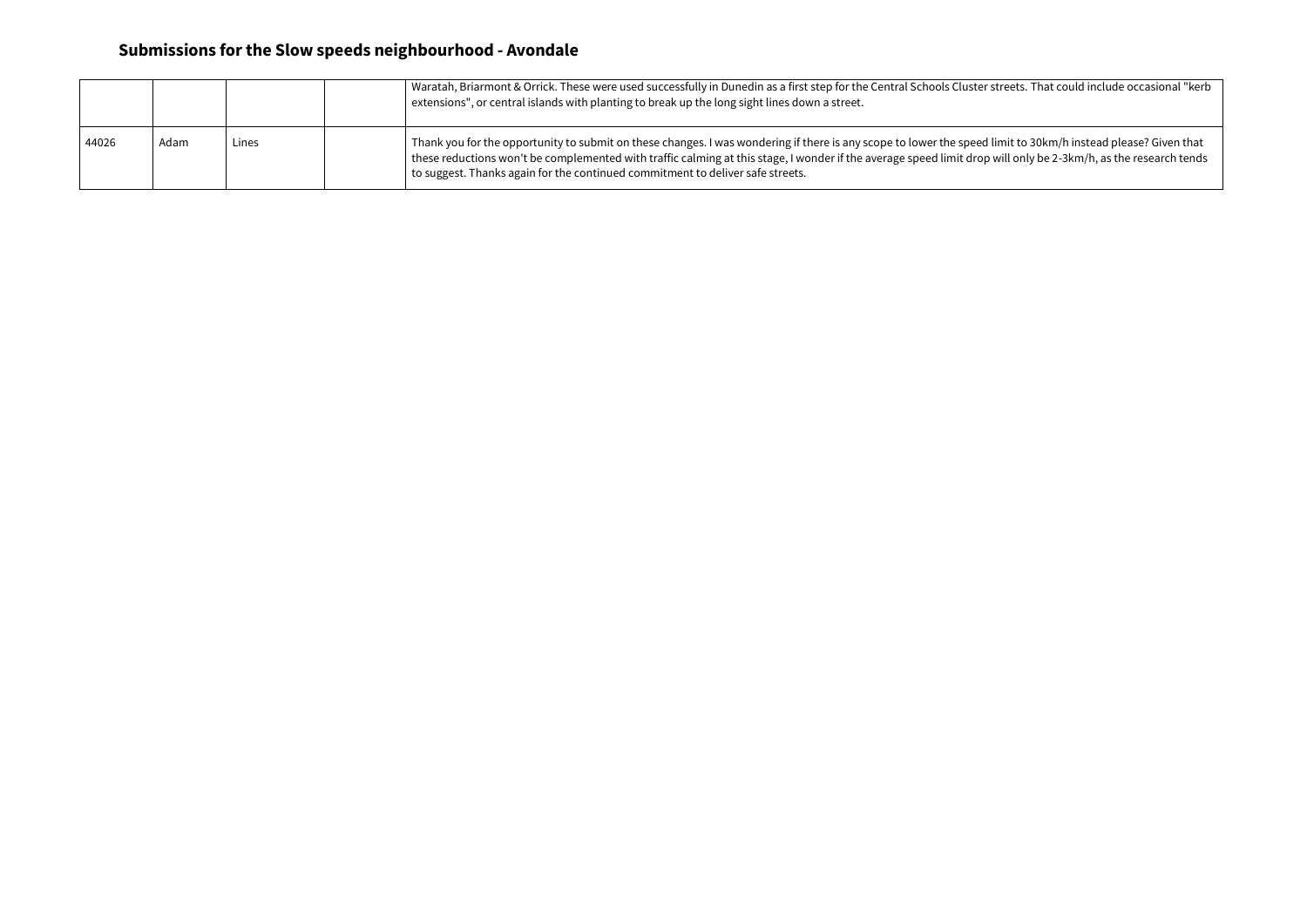## Submissions for the Slow speeds neighbourhood - Avondale

| | | | | |
|---|---|---|---|---|
| | | | | Waratah, Briarmont & Orrick. These were used successfully in Dunedin as a first step for the Central Schools Cluster streets. That could include occasional "kerb extensions", or central islands with planting to break up the long sight lines down a street. |
| 44026 | Adam | Lines | | Thank you for the opportunity to submit on these changes. I was wondering if there is any scope to lower the speed limit to 30km/h instead please? Given that these reductions won't be complemented with traffic calming at this stage, I wonder if the average speed limit drop will only be 2-3km/h, as the research tends to suggest. Thanks again for the continued commitment to deliver safe streets. |